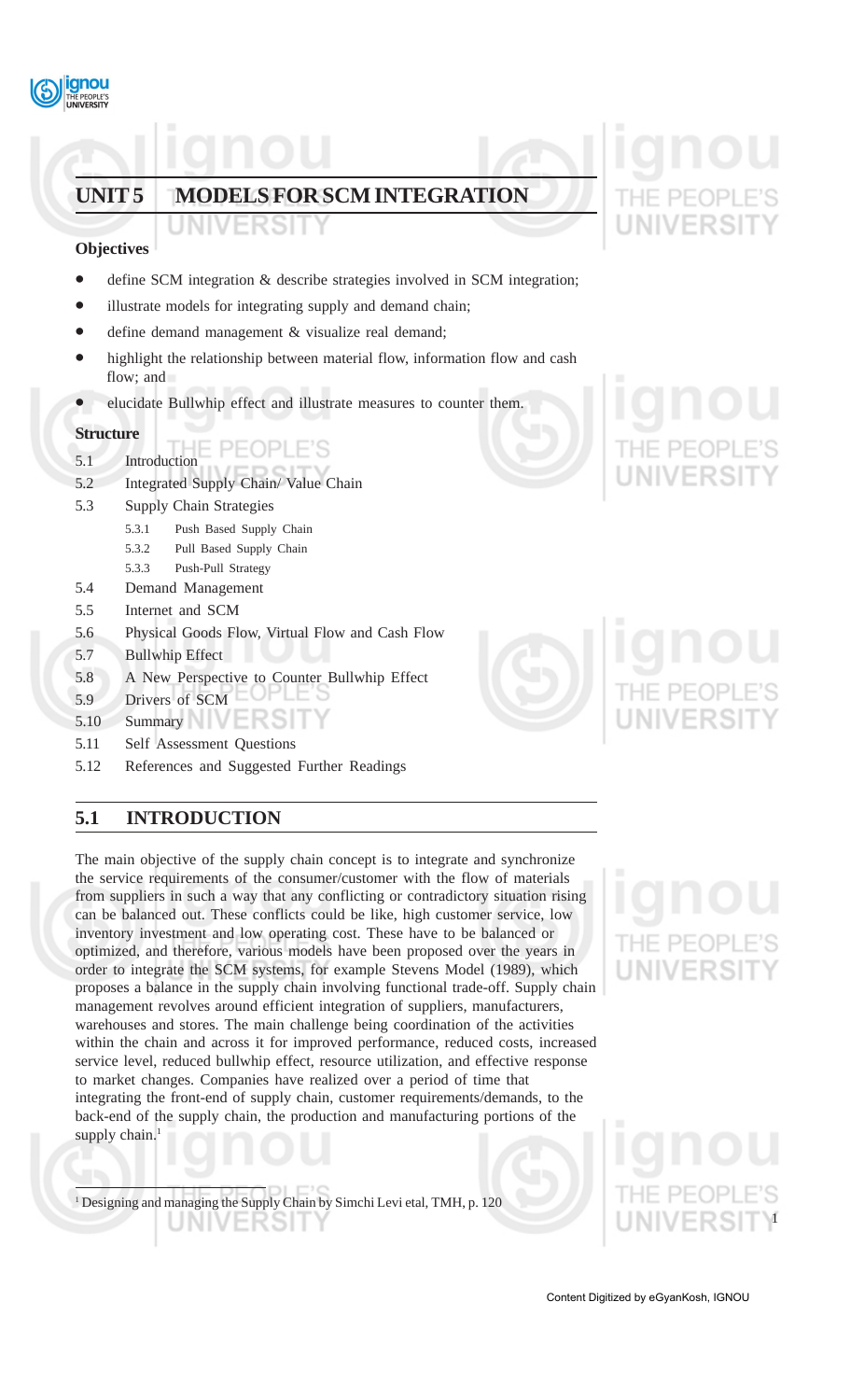# UNIT 5 MODELS FOR SCM INTEGRATION

**Objectives**

- define SCM integration & describe strategies involved in SCM integration;
- illustrate models for integrating supply and demand chain;
- define demand management & visualize real demand;
- highlight the relationship between material flow, information flow and cash flow; and
- elucidate Bullwhip effect and illustrate measures to counter them.

**Structure**

5.1 Introduction

5.2 Integrated Supply Chain/ Value Chain

5.3 Supply Chain Strategies

 5.3.1 Push Based Supply Chain

 5.3.2 Pull Based Supply Chain

 5.3.3 Push-Pull Strategy

5.4 Demand Management

5.5 Internet and SCM

5.6 Physical Goods Flow, Virtual Flow and Cash Flow

5.7 Bullwhip Effect

5.8 A New Perspective to Counter Bullwhip Effect

5.9 Drivers of SCM

5.10 Summary

5.11 Self Assessment Questions

5.12 References and Suggested Further Readings

## 5.1 INTRODUCTION

The main objective of the supply chain concept is to integrate and synchronize the service requirements of the consumer/customer with the flow of materials from suppliers in such a way that any conflicting or contradictory situation rising can be balanced out. These conflicts could be like, high customer service, low inventory investment and low operating cost. These have to be balanced or optimized, and therefore, various models have been proposed over the years in order to integrate the SCM systems, for example Stevens Model (1989), which proposes a balance in the supply chain involving functional trade-off. Supply chain management revolves around efficient integration of suppliers, manufacturers, warehouses and stores. The main challenge being coordination of the activities within the chain and across it for improved performance, reduced costs, increased service level, reduced bullwhip effect, resource utilization, and effective response to market changes. Companies have realized over a period of time that integrating the front-end of supply chain, customer requirements/demands, to the back-end of the supply chain, the production and manufacturing portions of the supply chain.[1]

[1] Designing and managing the Supply Chain by Simchi Levi etal, TMH, p. 120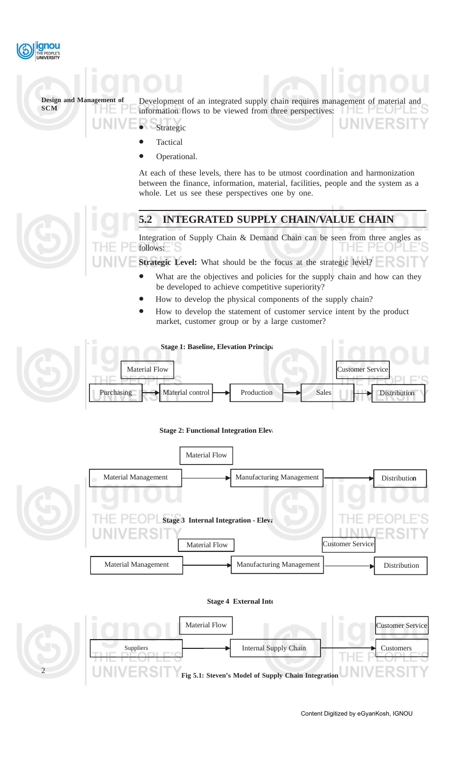Development of an integrated supply chain requires management of material and information flows to be viewed from three perspectives:

- Strategic
- Tactical
- Operational.

At each of these levels, there has to be utmost coordination and harmonization between the finance, information, material, facilities, people and the system as a whole. Let us see these perspectives one by one.

## 5.2 INTEGRATED SUPPLY CHAIN/VALUE CHAIN

Integration of Supply Chain & Demand Chain can be seen from three angles as follows:

**Strategic Level:** What should be the focus at the strategic level?

- What are the objectives and policies for the supply chain and how can they be developed to achieve competitive superiority?
- How to develop the physical components of the supply chain?
- How to develop the statement of customer service intent by the product market, customer group or by a large customer?

**Stage 1: Baseline, Elevation Principa**

Material Flow | Customer Service

Purchasing → Material control → Production → Sales → Distribution

**Stage 2: Functional Integration Elev**

Material Flow

Material Management → Manufacturing Management → Distribution

**Stage 3 Internal Integration - Eleva**

Material Flow | Customer Service

Material Management → Manufacturing Management → Distribution

**Stage 4 External Inte**

Material Flow | Customer Service

Suppliers → Internal Supply Chain → Customers

**Fig 5.1: Steven's Model of Supply Chain Integration**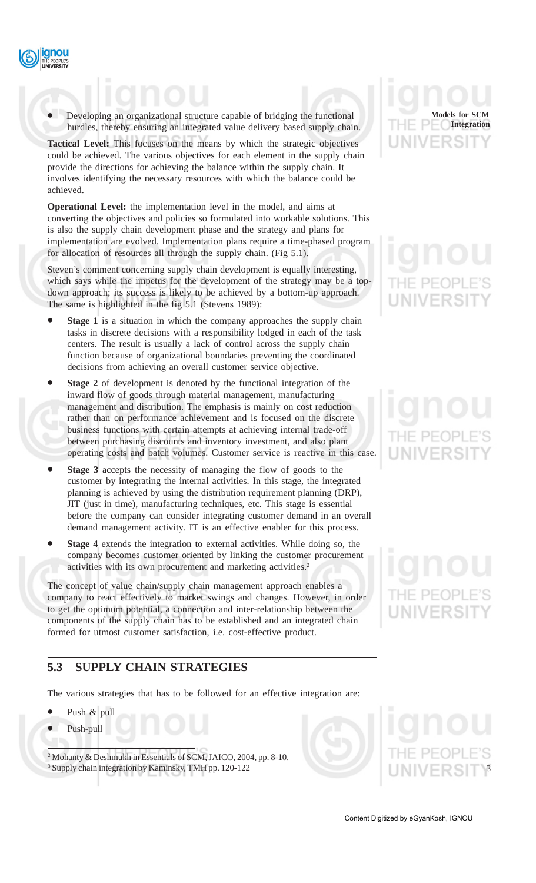- Developing an organizational structure capable of bridging the functional hurdles, thereby ensuring an integrated value delivery based supply chain.

**Tactical Level:** This focuses on the means by which the strategic objectives could be achieved. The various objectives for each element in the supply chain provide the directions for achieving the balance within the supply chain. It involves identifying the necessary resources with which the balance could be achieved.

**Operational Level:** the implementation level in the model, and aims at converting the objectives and policies so formulated into workable solutions. This is also the supply chain development phase and the strategy and plans for implementation are evolved. Implementation plans require a time-phased program for allocation of resources all through the supply chain. (Fig 5.1).

Steven's comment concerning supply chain development is equally interesting, which says while the impetus for the development of the strategy may be a top-down approach; its success is likely to be achieved by a bottom-up approach. The same is highlighted in the fig 5.1 (Stevens 1989):

- **Stage 1** is a situation in which the company approaches the supply chain tasks in discrete decisions with a responsibility lodged in each of the task centers. The result is usually a lack of control across the supply chain function because of organizational boundaries preventing the coordinated decisions from achieving an overall customer service objective.
- **Stage 2** of development is denoted by the functional integration of the inward flow of goods through material management, manufacturing management and distribution. The emphasis is mainly on cost reduction rather than on performance achievement and is focused on the discrete business functions with certain attempts at achieving internal trade-off between purchasing discounts and inventory investment, and also plant operating costs and batch volumes. Customer service is reactive in this case.
- **Stage 3** accepts the necessity of managing the flow of goods to the customer by integrating the internal activities. In this stage, the integrated planning is achieved by using the distribution requirement planning (DRP), JIT (just in time), manufacturing techniques, etc. This stage is essential before the company can consider integrating customer demand in an overall demand management activity. IT is an effective enabler for this process.
- **Stage 4** extends the integration to external activities. While doing so, the company becomes customer oriented by linking the customer procurement activities with its own procurement and marketing activities.[2]

The concept of value chain/supply chain management approach enables a company to react effectively to market swings and changes. However, in order to get the optimum potential, a connection and inter-relationship between the components of the supply chain has to be established and an integrated chain formed for utmost customer satisfaction, i.e. cost-effective product.

## 5.3 SUPPLY CHAIN STRATEGIES

The various strategies that has to be followed for an effective integration are:

- Push & pull
- Push-pull

---

[2] Mohanty & Deshmukh in Essentials of SCM, JAICO, 2004, pp. 8-10.
[3] Supply chain integration by Kaminsky, TMH pp. 120-122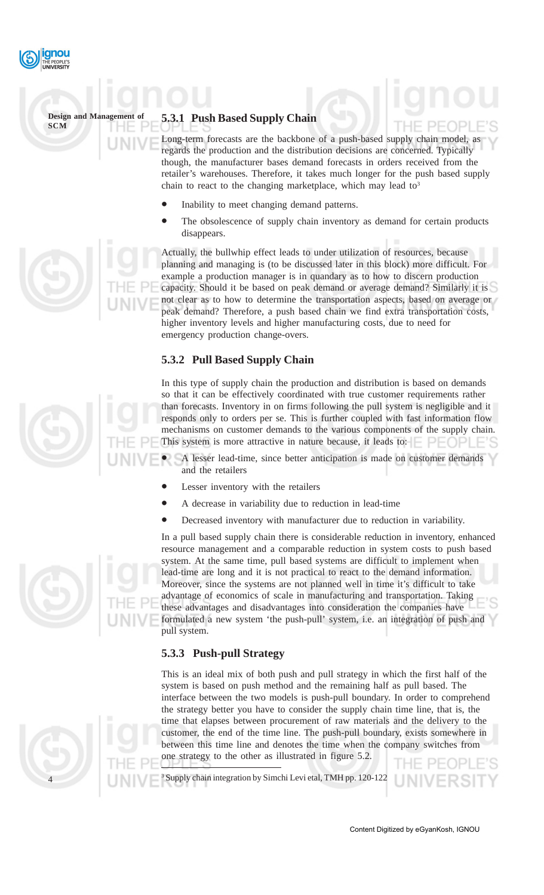### 5.3.1 Push Based Supply Chain

Long-term forecasts are the backbone of a push-based supply chain model, as regards the production and the distribution decisions are concerned. Typically though, the manufacturer bases demand forecasts in orders received from the retailer's warehouses. Therefore, it takes much longer for the push based supply chain to react to the changing marketplace, which may lead to[3]

- Inability to meet changing demand patterns.
- The obsolescence of supply chain inventory as demand for certain products disappears.

Actually, the bullwhip effect leads to under utilization of resources, because planning and managing is (to be discussed later in this block) more difficult. For example a production manager is in quandary as to how to discern production capacity. Should it be based on peak demand or average demand? Similarly it is not clear as to how to determine the transportation aspects, based on average or peak demand? Therefore, a push based chain we find extra transportation costs, higher inventory levels and higher manufacturing costs, due to need for emergency production change-overs.

### 5.3.2 Pull Based Supply Chain

In this type of supply chain the production and distribution is based on demands so that it can be effectively coordinated with true customer requirements rather than forecasts. Inventory in on firms following the pull system is negligible and it responds only to orders per se. This is further coupled with fast information flow mechanisms on customer demands to the various components of the supply chain. This system is more attractive in nature because, it leads to:

- A lesser lead-time, since better anticipation is made on customer demands and the retailers
- Lesser inventory with the retailers
- A decrease in variability due to reduction in lead-time
- Decreased inventory with manufacturer due to reduction in variability.

In a pull based supply chain there is considerable reduction in inventory, enhanced resource management and a comparable reduction in system costs to push based system. At the same time, pull based systems are difficult to implement when lead-time are long and it is not practical to react to the demand information. Moreover, since the systems are not planned well in time it's difficult to take advantage of economics of scale in manufacturing and transportation. Taking these advantages and disadvantages into consideration the companies have formulated a new system 'the push-pull' system, i.e. an integration of push and pull system.

### 5.3.3 Push-pull Strategy

This is an ideal mix of both push and pull strategy in which the first half of the system is based on push method and the remaining half as pull based. The interface between the two models is push-pull boundary. In order to comprehend the strategy better you have to consider the supply chain time line, that is, the time that elapses between procurement of raw materials and the delivery to the customer, the end of the time line. The push-pull boundary, exists somewhere in between this time line and denotes the time when the company switches from one strategy to the other as illustrated in figure 5.2.

[3] Supply chain integration by Simchi Levi etal, TMH pp. 120-122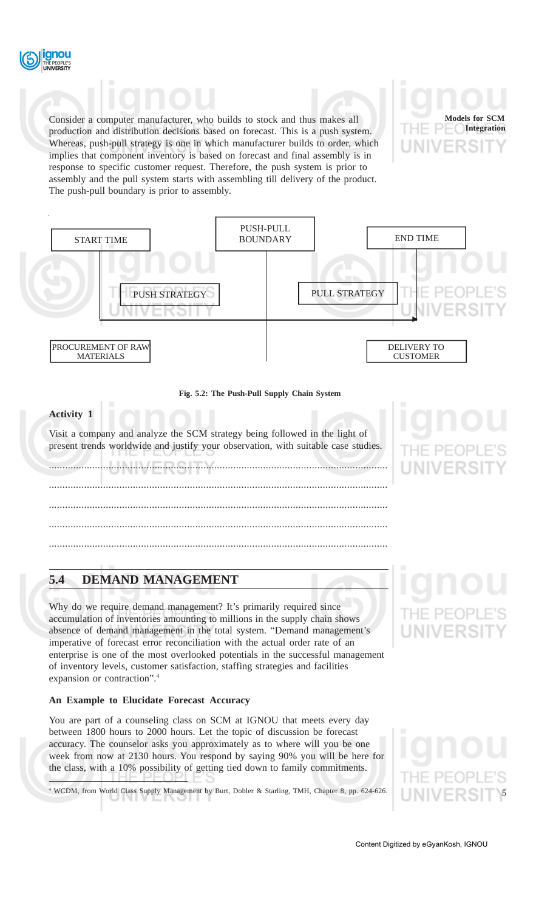Consider a computer manufacturer, who builds to stock and thus makes all production and distribution decisions based on forecast. This is a push system. Whereas, push-pull strategy is one in which manufacturer builds to order, which implies that component inventory is based on forecast and final assembly is in response to specific customer request. Therefore, the push system is prior to assembly and the pull system starts with assembling till delivery of the product. The push-pull boundary is prior to assembly.

START TIME — PUSH-PULL BOUNDARY — END TIME

PUSH STRATEGY → PULL STRATEGY

PROCUREMENT OF RAW MATERIALS — DELIVERY TO CUSTOMER

**Fig. 5.2: The Push-Pull Supply Chain System**

**Activity 1**

Visit a company and analyze the SCM strategy being followed in the light of present trends worldwide and justify your observation, with suitable case studies.

............................................................................................................................

............................................................................................................................

............................................................................................................................

............................................................................................................................

............................................................................................................................

## 5.4 DEMAND MANAGEMENT

Why do we require demand management? It's primarily required since accumulation of inventories amounting to millions in the supply chain shows absence of demand management in the total system. "Demand management's imperative of forecast error reconciliation with the actual order rate of an enterprise is one of the most overlooked potentials in the successful management of inventory levels, customer satisfaction, staffing strategies and facilities expansion or contraction".[4]

**An Example to Elucidate Forecast Accuracy**

You are part of a counseling class on SCM at IGNOU that meets every day between 1800 hours to 2000 hours. Let the topic of discussion be forecast accuracy. The counselor asks you approximately as to where will you be one week from now at 2130 hours. You respond by saying 90% you will be here for the class, with a 10% possibility of getting tied down to family commitments.

[4] WCDM, from World Class Supply Management by Burt, Dobler & Starling, TMH, Chapter 8, pp. 624-626.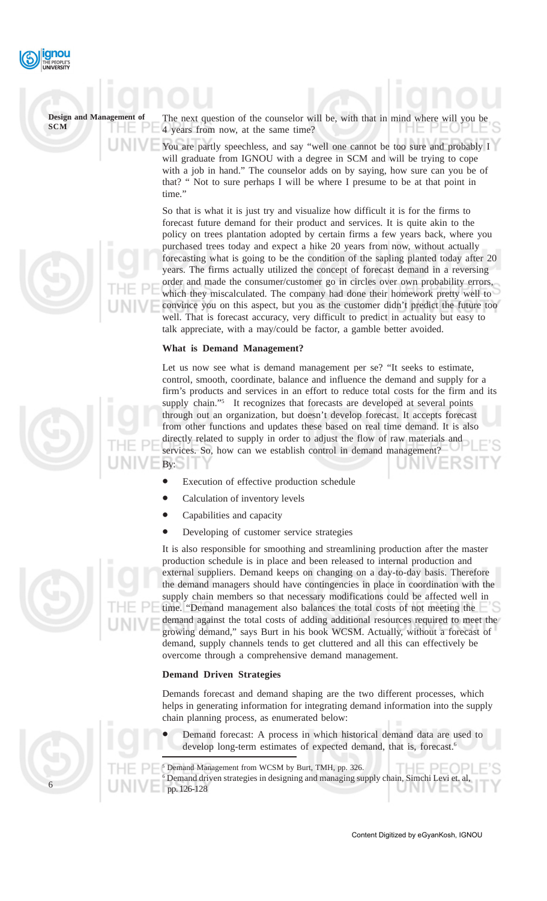The next question of the counselor will be, with that in mind where will you be 4 years from now, at the same time?

You are partly speechless, and say "well one cannot be too sure and probably I will graduate from IGNOU with a degree in SCM and will be trying to cope with a job in hand." The counselor adds on by saying, how sure can you be of that? " Not to sure perhaps I will be where I presume to be at that point in time."

So that is what it is just try and visualize how difficult it is for the firms to forecast future demand for their product and services. It is quite akin to the policy on trees plantation adopted by certain firms a few years back, where you purchased trees today and expect a hike 20 years from now, without actually forecasting what is going to be the condition of the sapling planted today after 20 years. The firms actually utilized the concept of forecast demand in a reversing order and made the consumer/customer go in circles over own probability errors, which they miscalculated. The company had done their homework pretty well to convince you on this aspect, but you as the customer didn't predict the future too well. That is forecast accuracy, very difficult to predict in actuality but easy to talk appreciate, with a may/could be factor, a gamble better avoided.

### What is Demand Management?

Let us now see what is demand management per se? "It seeks to estimate, control, smooth, coordinate, balance and influence the demand and supply for a firm's products and services in an effort to reduce total costs for the firm and its supply chain."[5] It recognizes that forecasts are developed at several points through out an organization, but doesn't develop forecast. It accepts forecast from other functions and updates these based on real time demand. It is also directly related to supply in order to adjust the flow of raw materials and services. So, how can we establish control in demand management?

By:

- Execution of effective production schedule
- Calculation of inventory levels
- Capabilities and capacity
- Developing of customer service strategies

It is also responsible for smoothing and streamlining production after the master production schedule is in place and been released to internal production and external suppliers. Demand keeps on changing on a day-to-day basis. Therefore the demand managers should have contingencies in place in coordination with the supply chain members so that necessary modifications could be affected well in time. "Demand management also balances the total costs of not meeting the demand against the total costs of adding additional resources required to meet the growing demand," says Burt in his book WCSM. Actually, without a forecast of demand, supply channels tends to get cluttered and all this can effectively be overcome through a comprehensive demand management.

### Demand Driven Strategies

Demands forecast and demand shaping are the two different processes, which helps in generating information for integrating demand information into the supply chain planning process, as enumerated below:

- Demand forecast: A process in which historical demand data are used to develop long-term estimates of expected demand, that is, forecast.[6]

---

[5] Demand Management from WCSM by Burt, TMH, pp. 326.

[6] Demand driven strategies in designing and managing supply chain, Simchi Levi et. al, pp. 126-128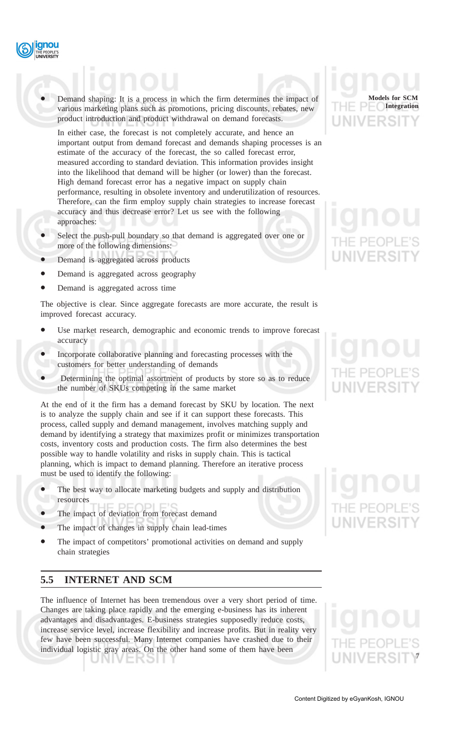- Demand shaping: It is a process in which the firm determines the impact of various marketing plans such as promotions, pricing discounts, rebates, new product introduction and product withdrawal on demand forecasts.

  In either case, the forecast is not completely accurate, and hence an important output from demand forecast and demands shaping processes is an estimate of the accuracy of the forecast, the so called forecast error, measured according to standard deviation. This information provides insight into the likelihood that demand will be higher (or lower) than the forecast. High demand forecast error has a negative impact on supply chain performance, resulting in obsolete inventory and underutilization of resources. Therefore, can the firm employ supply chain strategies to increase forecast accuracy and thus decrease error? Let us see with the following approaches:

- Select the push-pull boundary so that demand is aggregated over one or more of the following dimensions:
- Demand is aggregated across products
- Demand is aggregated across geography
- Demand is aggregated across time

The objective is clear. Since aggregate forecasts are more accurate, the result is improved forecast accuracy.

- Use market research, demographic and economic trends to improve forecast accuracy
- Incorporate collaborative planning and forecasting processes with the customers for better understanding of demands
- Determining the optimal assortment of products by store so as to reduce the number of SKUs competing in the same market

At the end of it the firm has a demand forecast by SKU by location. The next is to analyze the supply chain and see if it can support these forecasts. This process, called supply and demand management, involves matching supply and demand by identifying a strategy that maximizes profit or minimizes transportation costs, inventory costs and production costs. The firm also determines the best possible way to handle volatility and risks in supply chain. This is tactical planning, which is impact to demand planning. Therefore an iterative process must be used to identify the following:

- The best way to allocate marketing budgets and supply and distribution resources
- The impact of deviation from forecast demand
- The impact of changes in supply chain lead-times
- The impact of competitors' promotional activities on demand and supply chain strategies

## 5.5 INTERNET AND SCM

The influence of Internet has been tremendous over a very short period of time. Changes are taking place rapidly and the emerging e-business has its inherent advantages and disadvantages. E-business strategies supposedly reduce costs, increase service level, increase flexibility and increase profits. But in reality very few have been successful. Many Internet companies have crashed due to their individual logistic gray areas. On the other hand some of them have been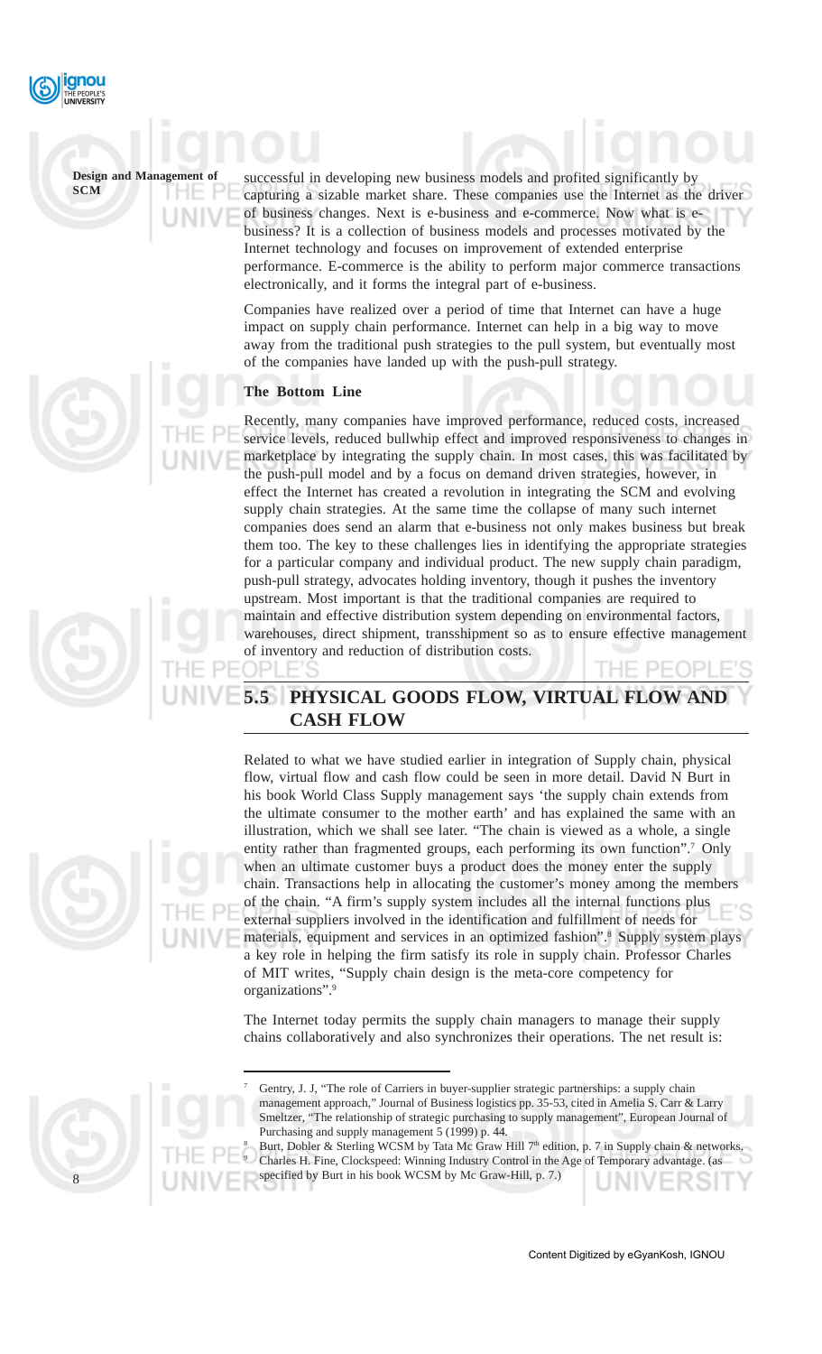successful in developing new business models and profited significantly by capturing a sizable market share. These companies use the Internet as the driver of business changes. Next is e-business and e-commerce. Now what is e-business? It is a collection of business models and processes motivated by the Internet technology and focuses on improvement of extended enterprise performance. E-commerce is the ability to perform major commerce transactions electronically, and it forms the integral part of e-business.

Companies have realized over a period of time that Internet can have a huge impact on supply chain performance. Internet can help in a big way to move away from the traditional push strategies to the pull system, but eventually most of the companies have landed up with the push-pull strategy.

**The Bottom Line**

Recently, many companies have improved performance, reduced costs, increased service levels, reduced bullwhip effect and improved responsiveness to changes in marketplace by integrating the supply chain. In most cases, this was facilitated by the push-pull model and by a focus on demand driven strategies, however, in effect the Internet has created a revolution in integrating the SCM and evolving supply chain strategies. At the same time the collapse of many such internet companies does send an alarm that e-business not only makes business but break them too. The key to these challenges lies in identifying the appropriate strategies for a particular company and individual product. The new supply chain paradigm, push-pull strategy, advocates holding inventory, though it pushes the inventory upstream. Most important is that the traditional companies are required to maintain and effective distribution system depending on environmental factors, warehouses, direct shipment, transshipment so as to ensure effective management of inventory and reduction of distribution costs.

## 5.5 PHYSICAL GOODS FLOW, VIRTUAL FLOW AND CASH FLOW

Related to what we have studied earlier in integration of Supply chain, physical flow, virtual flow and cash flow could be seen in more detail. David N Burt in his book World Class Supply management says 'the supply chain extends from the ultimate consumer to the mother earth' and has explained the same with an illustration, which we shall see later. "The chain is viewed as a whole, a single entity rather than fragmented groups, each performing its own function".[7] Only when an ultimate customer buys a product does the money enter the supply chain. Transactions help in allocating the customer's money among the members of the chain. "A firm's supply system includes all the internal functions plus external suppliers involved in the identification and fulfillment of needs for materials, equipment and services in an optimized fashion".[8] Supply system plays a key role in helping the firm satisfy its role in supply chain. Professor Charles of MIT writes, "Supply chain design is the meta-core competency for organizations".[9]

The Internet today permits the supply chain managers to manage their supply chains collaboratively and also synchronizes their operations. The net result is:

---

[7] Gentry, J. J, "The role of Carriers in buyer-supplier strategic partnerships: a supply chain management approach," Journal of Business logistics pp. 35-53, cited in Amelia S. Carr & Larry Smeltzer, "The relationship of strategic purchasing to supply management", European Journal of Purchasing and supply management 5 (1999) p. 44.

[8] Burt, Dobler & Sterling WCSM by Tata Mc Graw Hill 7th edition, p. 7 in Supply chain & networks.

[9] Charles H. Fine, Clockspeed: Winning Industry Control in the Age of Temporary advantage. (as specified by Burt in his book WCSM by Mc Graw-Hill, p. 7.)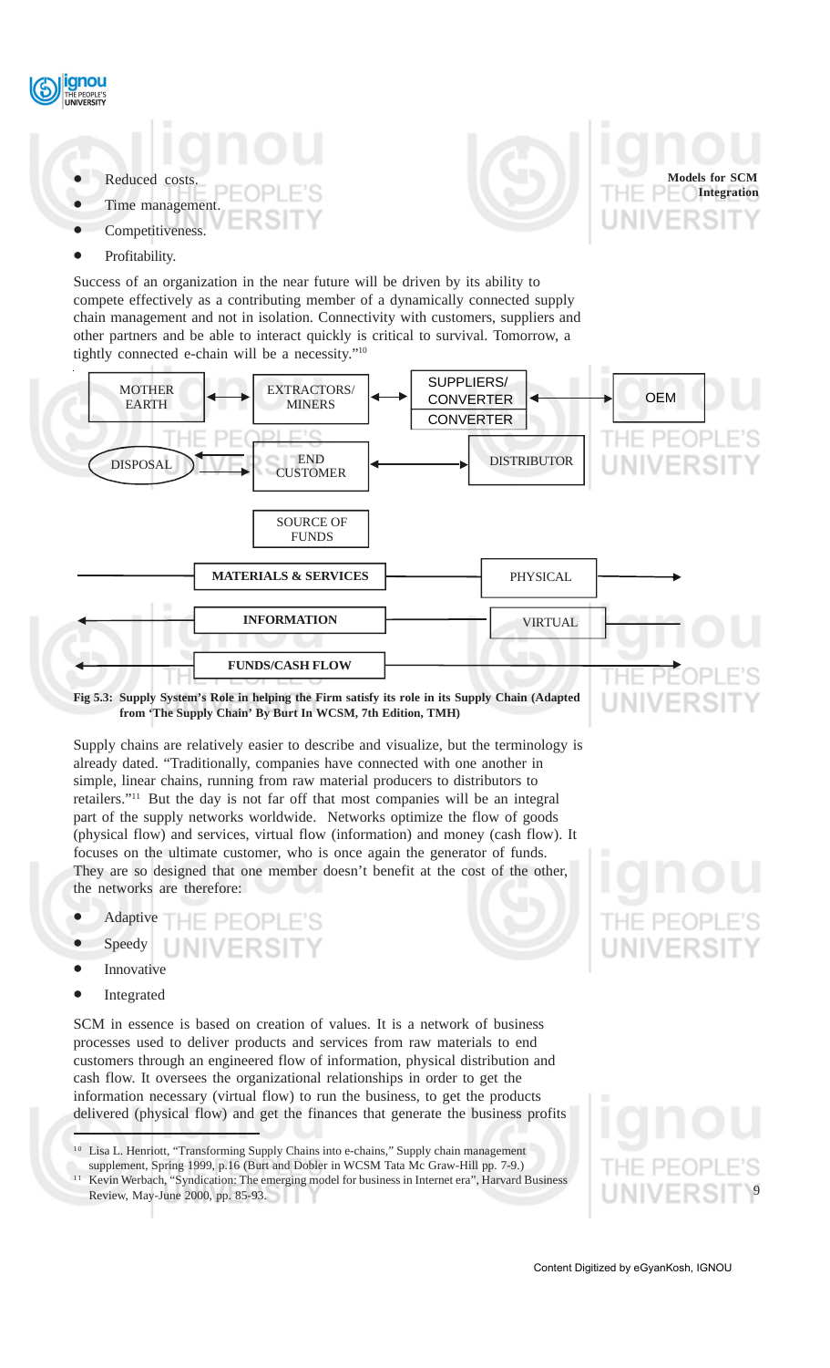- Reduced costs.
- Time management.
- Competitiveness.
- Profitability.

Success of an organization in the near future will be driven by its ability to compete effectively as a contributing member of a dynamically connected supply chain management and not in isolation. Connectivity with customers, suppliers and other partners and be able to interact quickly is critical to survival. Tomorrow, a tightly connected e-chain will be a necessity."[10]

MOTHER EARTH ↔ EXTRACTORS/ MINERS ↔ SUPPLIERS/ CONVERTER CONVERTER ↔ OEM

DISPOSAL ← END CUSTOMER ↔ DISTRIBUTOR

SOURCE OF FUNDS

**MATERIALS & SERVICES** — PHYSICAL →

← **INFORMATION** — VIRTUAL

← **FUNDS/CASH FLOW** →

**Fig 5.3: Supply System's Role in helping the Firm satisfy its role in its Supply Chain (Adapted from 'The Supply Chain' By Burt In WCSM, 7th Edition, TMH)**

Supply chains are relatively easier to describe and visualize, but the terminology is already dated. "Traditionally, companies have connected with one another in simple, linear chains, running from raw material producers to distributors to retailers."[11] But the day is not far off that most companies will be an integral part of the supply networks worldwide. Networks optimize the flow of goods (physical flow) and services, virtual flow (information) and money (cash flow). It focuses on the ultimate customer, who is once again the generator of funds. They are so designed that one member doesn't benefit at the cost of the other, the networks are therefore:

- Adaptive
- Speedy
- Innovative
- Integrated

SCM in essence is based on creation of values. It is a network of business processes used to deliver products and services from raw materials to end customers through an engineered flow of information, physical distribution and cash flow. It oversees the organizational relationships in order to get the information necessary (virtual flow) to run the business, to get the products delivered (physical flow) and get the finances that generate the business profits

---

[10] Lisa L. Henriott, "Transforming Supply Chains into e-chains," Supply chain management supplement, Spring 1999, p.16 (Burt and Dobler in WCSM Tata Mc Graw-Hill pp. 7-9.)

[11] Kevin Werbach, "Syndication: The emerging model for business in Internet era", Harvard Business Review, May-June 2000, pp. 85-93.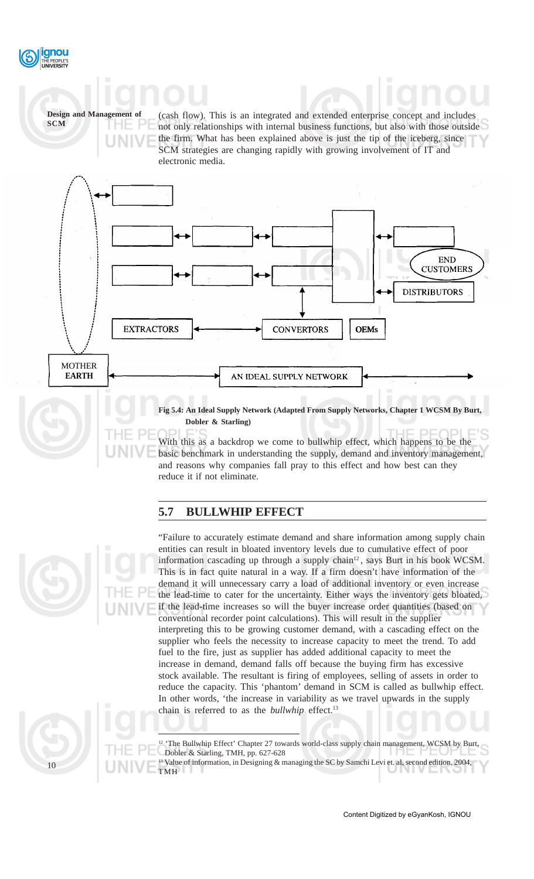(cash flow). This is an integrated and extended enterprise concept and includes not only relationships with internal business functions, but also with those outside the firm. What has been explained above is just the tip of the iceberg, since SCM strategies are changing rapidly with growing involvement of IT and electronic media.

END CUSTOMERS

DISTRIBUTORS

EXTRACTORS

CONVERTORS

OEMs

MOTHER EARTH

AN IDEAL SUPPLY NETWORK

**Fig 5.4: An Ideal Supply Network (Adapted From Supply Networks, Chapter 1 WCSM By Burt, Dobler & Starling)**

With this as a backdrop we come to bullwhip effect, which happens to be the basic benchmark in understanding the supply, demand and inventory management, and reasons why companies fall pray to this effect and how best can they reduce it if not eliminate.

## 5.7 BULLWHIP EFFECT

"Failure to accurately estimate demand and share information among supply chain entities can result in bloated inventory levels due to cumulative effect of poor information cascading up through a supply chain[12], says Burt in his book WCSM. This is in fact quite natural in a way. If a firm doesn't have information of the demand it will unnecessary carry a load of additional inventory or even increase the lead-time to cater for the uncertainty. Either ways the inventory gets bloated, if the lead-time increases so will the buyer increase order quantities (based on conventional recorder point calculations). This will result in the supplier interpreting this to be growing customer demand, with a cascading effect on the supplier who feels the necessity to increase capacity to meet the trend. To add fuel to the fire, just as supplier has added additional capacity to meet the increase in demand, demand falls off because the buying firm has excessive stock available. The resultant is firing of employees, selling of assets in order to reduce the capacity. This 'phantom' demand in SCM is called as bullwhip effect. In other words, 'the increase in variability as we travel upwards in the supply chain is referred to as the *bullwhip* effect.[13]

[12] 'The Bullwhip Effect' Chapter 27 towards world-class supply chain management, WCSM by Burt, Dobler & Starling, TMH, pp. 627-628

[13] Value of information, in Designing & managing the SC by Samchi Levi et. al, second edition, 2004, TMH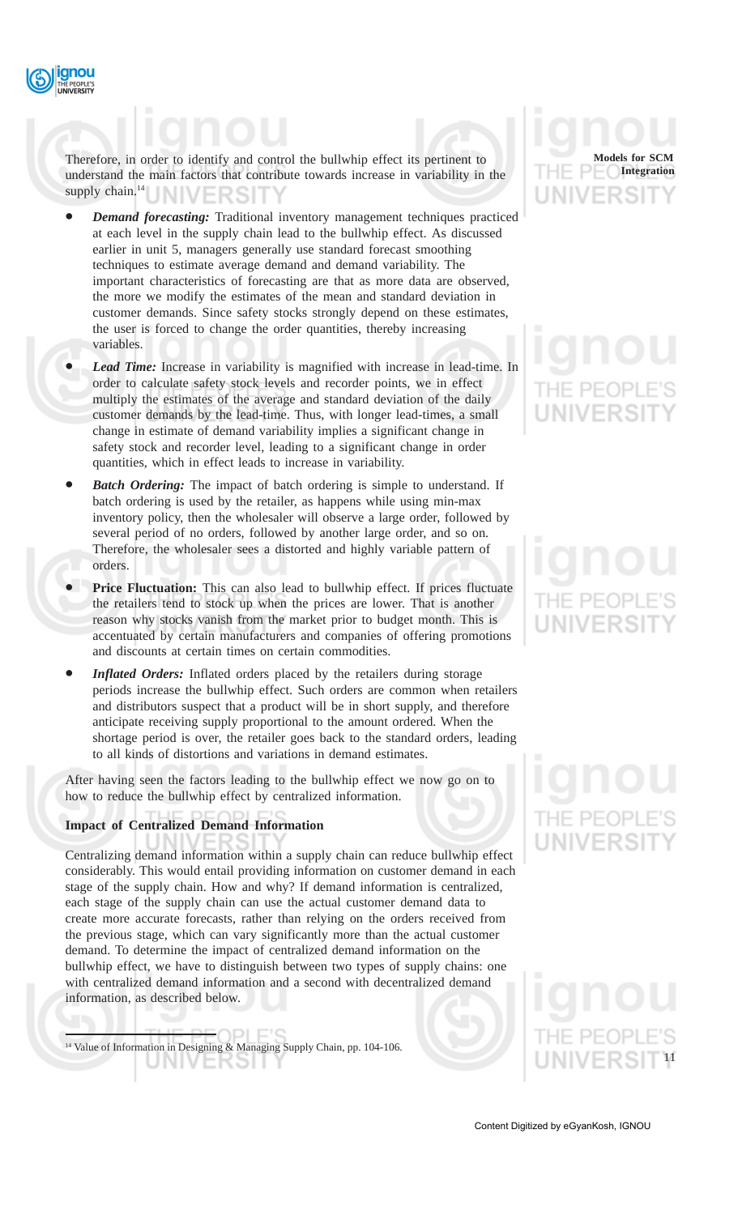Therefore, in order to identify and control the bullwhip effect its pertinent to understand the main factors that contribute towards increase in variability in the supply chain.[14]

- ***Demand forecasting:*** Traditional inventory management techniques practiced at each level in the supply chain lead to the bullwhip effect. As discussed earlier in unit 5, managers generally use standard forecast smoothing techniques to estimate average demand and demand variability. The important characteristics of forecasting are that as more data are observed, the more we modify the estimates of the mean and standard deviation in customer demands. Since safety stocks strongly depend on these estimates, the user is forced to change the order quantities, thereby increasing variables.

- ***Lead Time:*** Increase in variability is magnified with increase in lead-time. In order to calculate safety stock levels and recorder points, we in effect multiply the estimates of the average and standard deviation of the daily customer demands by the lead-time. Thus, with longer lead-times, a small change in estimate of demand variability implies a significant change in safety stock and recorder level, leading to a significant change in order quantities, which in effect leads to increase in variability.

- ***Batch Ordering:*** The impact of batch ordering is simple to understand. If batch ordering is used by the retailer, as happens while using min-max inventory policy, then the wholesaler will observe a large order, followed by several period of no orders, followed by another large order, and so on. Therefore, the wholesaler sees a distorted and highly variable pattern of orders.

- **Price Fluctuation:** This can also lead to bullwhip effect. If prices fluctuate the retailers tend to stock up when the prices are lower. That is another reason why stocks vanish from the market prior to budget month. This is accentuated by certain manufacturers and companies of offering promotions and discounts at certain times on certain commodities.

- ***Inflated Orders:*** Inflated orders placed by the retailers during storage periods increase the bullwhip effect. Such orders are common when retailers and distributors suspect that a product will be in short supply, and therefore anticipate receiving supply proportional to the amount ordered. When the shortage period is over, the retailer goes back to the standard orders, leading to all kinds of distortions and variations in demand estimates.

After having seen the factors leading to the bullwhip effect we now go on to how to reduce the bullwhip effect by centralized information.

**Impact of Centralized Demand Information**

Centralizing demand information within a supply chain can reduce bullwhip effect considerably. This would entail providing information on customer demand in each stage of the supply chain. How and why? If demand information is centralized, each stage of the supply chain can use the actual customer demand data to create more accurate forecasts, rather than relying on the orders received from the previous stage, which can vary significantly more than the actual customer demand. To determine the impact of centralized demand information on the bullwhip effect, we have to distinguish between two types of supply chains: one with centralized demand information and a second with decentralized demand information, as described below.

---

[14] Value of Information in Designing & Managing Supply Chain, pp. 104-106.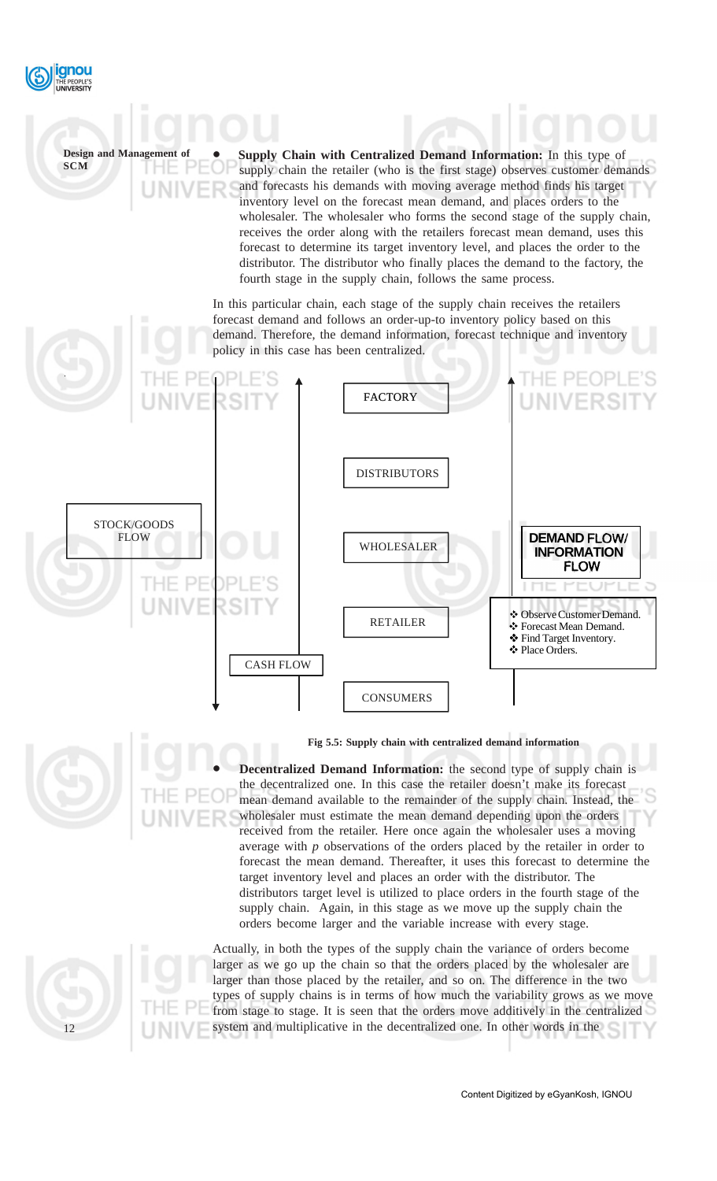- **Supply Chain with Centralized Demand Information:** In this type of supply chain the retailer (who is the first stage) observes customer demands and forecasts his demands with moving average method finds his target inventory level on the forecast mean demand, and places orders to the wholesaler. The wholesaler who forms the second stage of the supply chain, receives the order along with the retailers forecast mean demand, uses this forecast to determine its target inventory level, and places the order to the distributor. The distributor who finally places the demand to the factory, the fourth stage in the supply chain, follows the same process.

In this particular chain, each stage of the supply chain receives the retailers forecast demand and follows an order-up-to inventory policy based on this demand. Therefore, the demand information, forecast technique and inventory policy in this case has been centralized.

STOCK/GOODS FLOW

CASH FLOW

FACTORY

DISTRIBUTORS

WHOLESALER

RETAILER

CONSUMERS

DEMAND FLOW/ INFORMATION FLOW

- Observe Customer Demand.
- Forecast Mean Demand.
- Find Target Inventory.
- Place Orders.

**Fig 5.5: Supply chain with centralized demand information**

- **Decentralized Demand Information:** the second type of supply chain is the decentralized one. In this case the retailer doesn't make its forecast mean demand available to the remainder of the supply chain. Instead, the wholesaler must estimate the mean demand depending upon the orders received from the retailer. Here once again the wholesaler uses a moving average with *p* observations of the orders placed by the retailer in order to forecast the mean demand. Thereafter, it uses this forecast to determine the target inventory level and places an order with the distributor. The distributors target level is utilized to place orders in the fourth stage of the supply chain. Again, in this stage as we move up the supply chain the orders become larger and the variable increase with every stage.

Actually, in both the types of the supply chain the variance of orders become larger as we go up the chain so that the orders placed by the wholesaler are larger than those placed by the retailer, and so on. The difference in the two types of supply chains is in terms of how much the variability grows as we move from stage to stage. It is seen that the orders move additively in the centralized system and multiplicative in the decentralized one. In other words in the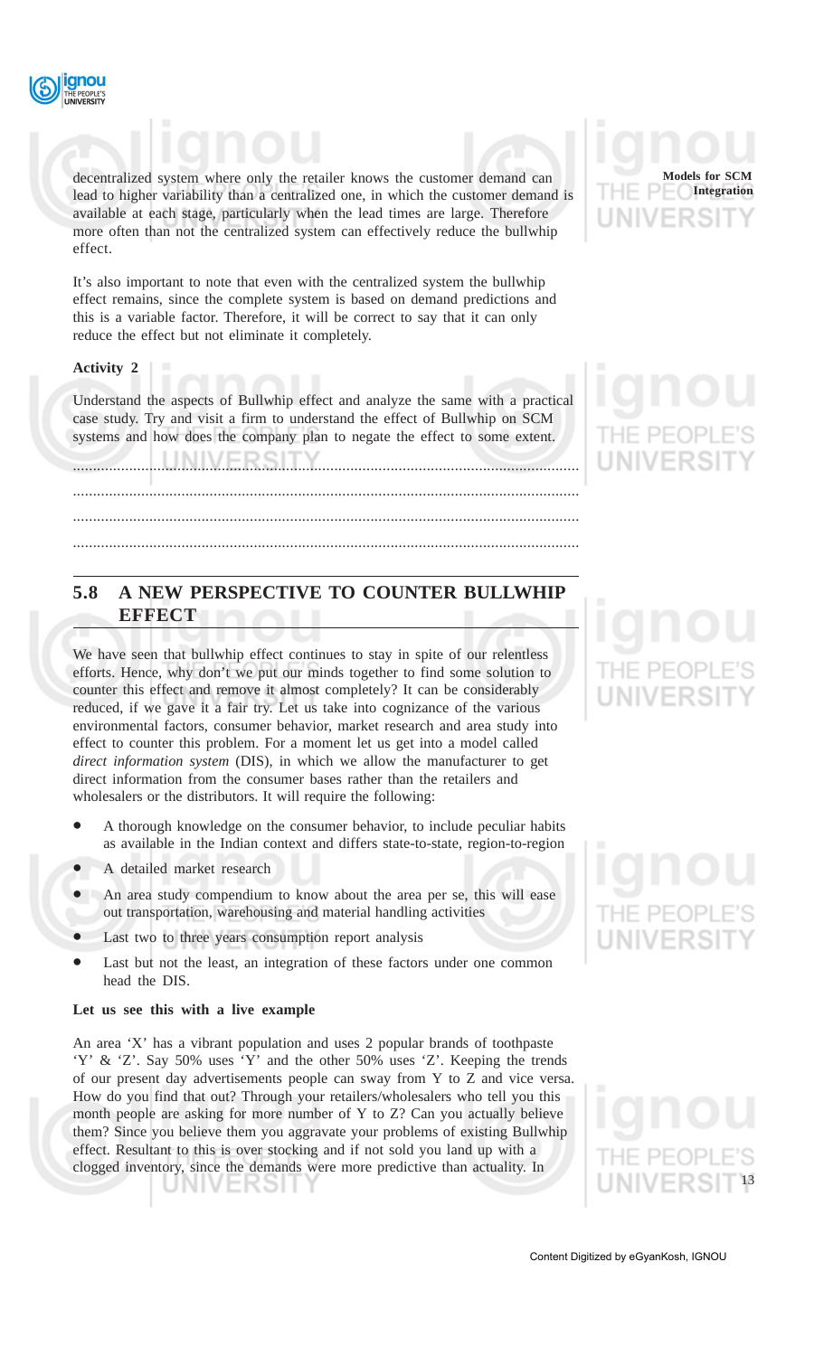decentralized system where only the retailer knows the customer demand can lead to higher variability than a centralized one, in which the customer demand is available at each stage, particularly when the lead times are large. Therefore more often than not the centralized system can effectively reduce the bullwhip effect.

It's also important to note that even with the centralized system the bullwhip effect remains, since the complete system is based on demand predictions and this is a variable factor. Therefore, it will be correct to say that it can only reduce the effect but not eliminate it completely.

**Activity 2**

Understand the aspects of Bullwhip effect and analyze the same with a practical case study. Try and visit a firm to understand the effect of Bullwhip on SCM systems and how does the company plan to negate the effect to some extent.

.............................................................................................................................

.............................................................................................................................

.............................................................................................................................

.............................................................................................................................

## 5.8 A NEW PERSPECTIVE TO COUNTER BULLWHIP EFFECT

We have seen that bullwhip effect continues to stay in spite of our relentless efforts. Hence, why don't we put our minds together to find some solution to counter this effect and remove it almost completely? It can be considerably reduced, if we gave it a fair try. Let us take into cognizance of the various environmental factors, consumer behavior, market research and area study into effect to counter this problem. For a moment let us get into a model called *direct information system* (DIS), in which we allow the manufacturer to get direct information from the consumer bases rather than the retailers and wholesalers or the distributors. It will require the following:

- A thorough knowledge on the consumer behavior, to include peculiar habits as available in the Indian context and differs state-to-state, region-to-region
- A detailed market research
- An area study compendium to know about the area per se, this will ease out transportation, warehousing and material handling activities
- Last two to three years consumption report analysis
- Last but not the least, an integration of these factors under one common head the DIS.

**Let us see this with a live example**

An area 'X' has a vibrant population and uses 2 popular brands of toothpaste 'Y' & 'Z'. Say 50% uses 'Y' and the other 50% uses 'Z'. Keeping the trends of our present day advertisements people can sway from Y to Z and vice versa. How do you find that out? Through your retailers/wholesalers who tell you this month people are asking for more number of Y to Z? Can you actually believe them? Since you believe them you aggravate your problems of existing Bullwhip effect. Resultant to this is over stocking and if not sold you land up with a clogged inventory, since the demands were more predictive than actuality. In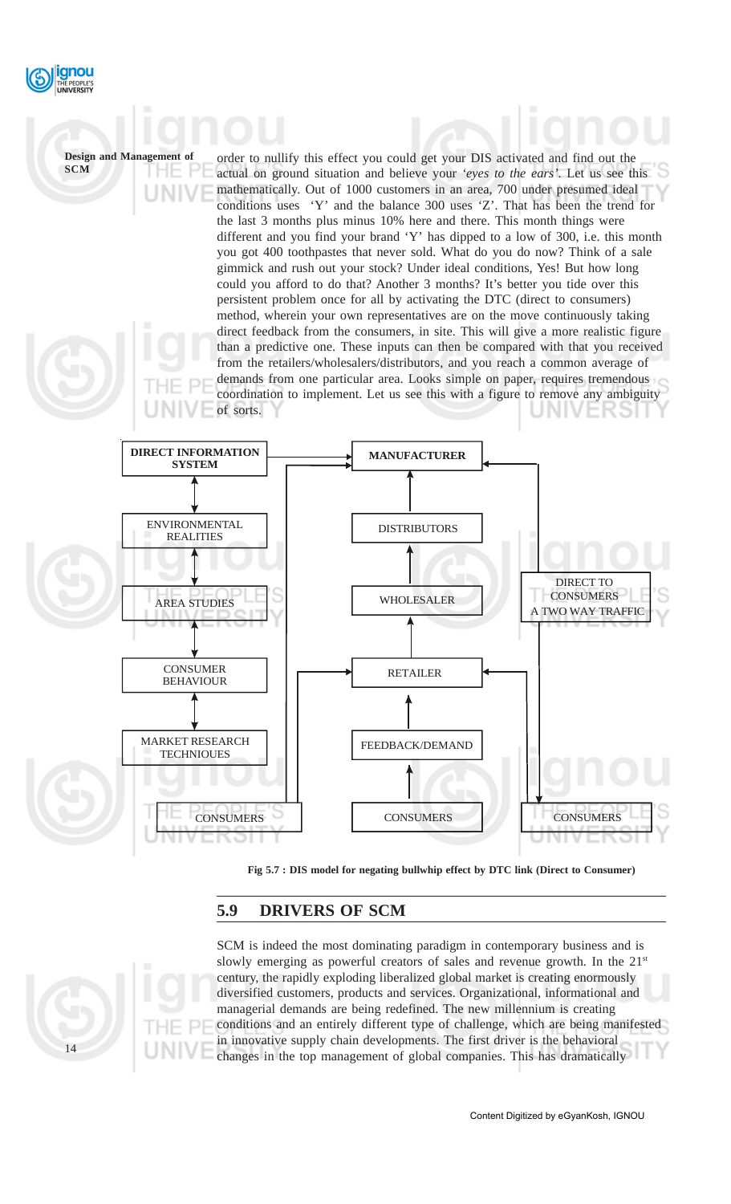order to nullify this effect you could get your DIS activated and find out the actual on ground situation and believe your '*eyes to the ears*'. Let us see this mathematically. Out of 1000 customers in an area, 700 under presumed ideal conditions uses 'Y' and the balance 300 uses 'Z'. That has been the trend for the last 3 months plus minus 10% here and there. This month things were different and you find your brand 'Y' has dipped to a low of 300, i.e. this month you got 400 toothpastes that never sold. What do you do now? Think of a sale gimmick and rush out your stock? Under ideal conditions, Yes! But how long could you afford to do that? Another 3 months? It's better you tide over this persistent problem once for all by activating the DTC (direct to consumers) method, wherein your own representatives are on the move continuously taking direct feedback from the consumers, in site. This will give a more realistic figure than a predictive one. These inputs can then be compared with that you received from the retailers/wholesalers/distributors, and you reach a common average of demands from one particular area. Looks simple on paper, requires tremendous coordination to implement. Let us see this with a figure to remove any ambiguity of sorts.

**Fig 5.7 : DIS model for negating bullwhip effect by DTC link (Direct to Consumer)**

## 5.9 DRIVERS OF SCM

SCM is indeed the most dominating paradigm in contemporary business and is slowly emerging as powerful creators of sales and revenue growth. In the 21st century, the rapidly exploding liberalized global market is creating enormously diversified customers, products and services. Organizational, informational and managerial demands are being redefined. The new millennium is creating conditions and an entirely different type of challenge, which are being manifested in innovative supply chain developments. The first driver is the behavioral changes in the top management of global companies. This has dramatically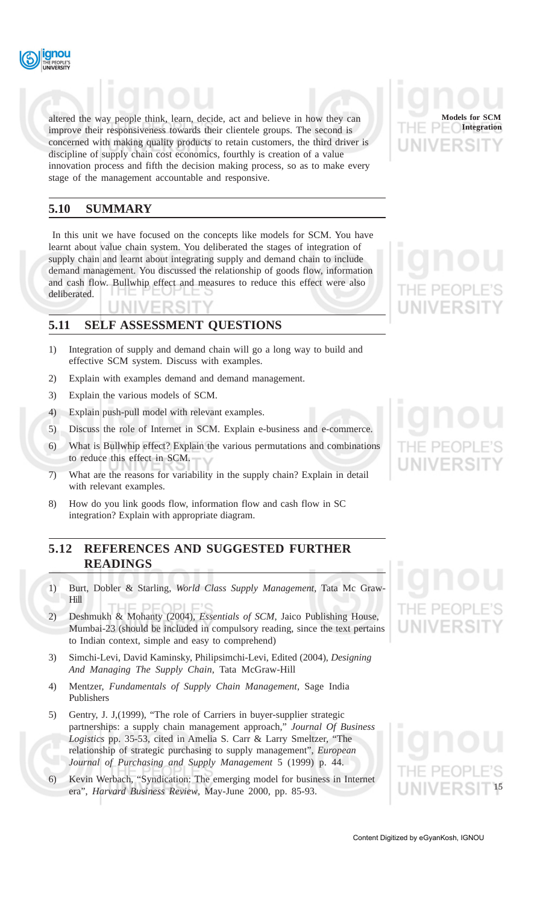altered the way people think, learn, decide, act and believe in how they can improve their responsiveness towards their clientele groups. The second is concerned with making quality products to retain customers, the third driver is discipline of supply chain cost economics, fourthly is creation of a value innovation process and fifth the decision making process, so as to make every stage of the management accountable and responsive.

## 5.10 SUMMARY

In this unit we have focused on the concepts like models for SCM. You have learnt about value chain system. You deliberated the stages of integration of supply chain and learnt about integrating supply and demand chain to include demand management. You discussed the relationship of goods flow, information and cash flow. Bullwhip effect and measures to reduce this effect were also deliberated.

## 5.11 SELF ASSESSMENT QUESTIONS

1) Integration of supply and demand chain will go a long way to build and effective SCM system. Discuss with examples.
2) Explain with examples demand and demand management.
3) Explain the various models of SCM.
4) Explain push-pull model with relevant examples.
5) Discuss the role of Internet in SCM. Explain e-business and e-commerce.
6) What is Bullwhip effect? Explain the various permutations and combinations to reduce this effect in SCM.
7) What are the reasons for variability in the supply chain? Explain in detail with relevant examples.
8) How do you link goods flow, information flow and cash flow in SC integration? Explain with appropriate diagram.

## 5.12 REFERENCES AND SUGGESTED FURTHER READINGS

1) Burt, Dobler & Starling, *World Class Supply Management*, Tata Mc Graw-Hill
2) Deshmukh & Mohanty (2004), *Essentials of SCM*, Jaico Publishing House, Mumbai-23 (should be included in compulsory reading, since the text pertains to Indian context, simple and easy to comprehend)
3) Simchi-Levi, David Kaminsky, Philipsimchi-Levi, Edited (2004), *Designing And Managing The Supply Chain*, Tata McGraw-Hill
4) Mentzer, *Fundamentals of Supply Chain Management*, Sage India Publishers
5) Gentry, J. J,(1999), "The role of Carriers in buyer-supplier strategic partnerships: a supply chain management approach," *Journal Of Business Logistics* pp. 35-53, cited in Amelia S. Carr & Larry Smeltzer, "The relationship of strategic purchasing to supply management", *European Journal of Purchasing and Supply Management* 5 (1999) p. 44.
6) Kevin Werbach, "Syndication: The emerging model for business in Internet era", *Harvard Business Review*, May-June 2000, pp. 85-93.